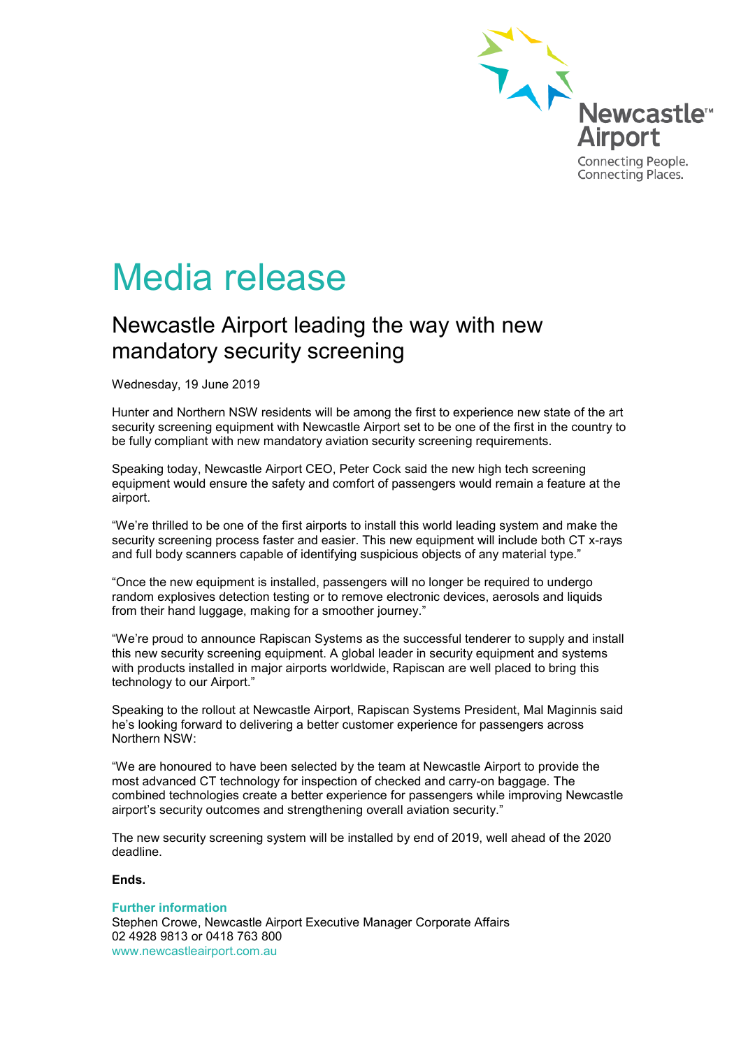Newcastle Airport

Connecting People.
Connecting Places.

# Media release

## Newcastle Airport leading the way with new mandatory security screening

Wednesday, 19 June 2019

Hunter and Northern NSW residents will be among the first to experience new state of the art security screening equipment with Newcastle Airport set to be one of the first in the country to be fully compliant with new mandatory aviation security screening requirements.

Speaking today, Newcastle Airport CEO, Peter Cock said the new high tech screening equipment would ensure the safety and comfort of passengers would remain a feature at the airport.

"We're thrilled to be one of the first airports to install this world leading system and make the security screening process faster and easier. This new equipment will include both CT x-rays and full body scanners capable of identifying suspicious objects of any material type."

"Once the new equipment is installed, passengers will no longer be required to undergo random explosives detection testing or to remove electronic devices, aerosols and liquids from their hand luggage, making for a smoother journey."

"We're proud to announce Rapiscan Systems as the successful tenderer to supply and install this new security screening equipment. A global leader in security equipment and systems with products installed in major airports worldwide, Rapiscan are well placed to bring this technology to our Airport."

Speaking to the rollout at Newcastle Airport, Rapiscan Systems President, Mal Maginnis said he's looking forward to delivering a better customer experience for passengers across Northern NSW:

"We are honoured to have been selected by the team at Newcastle Airport to provide the most advanced CT technology for inspection of checked and carry-on baggage. The combined technologies create a better experience for passengers while improving Newcastle airport's security outcomes and strengthening overall aviation security."

The new security screening system will be installed by end of 2019, well ahead of the 2020 deadline.

**Ends.**

**Further information**
Stephen Crowe, Newcastle Airport Executive Manager Corporate Affairs
02 4928 9813 or 0418 763 800
www.newcastleairport.com.au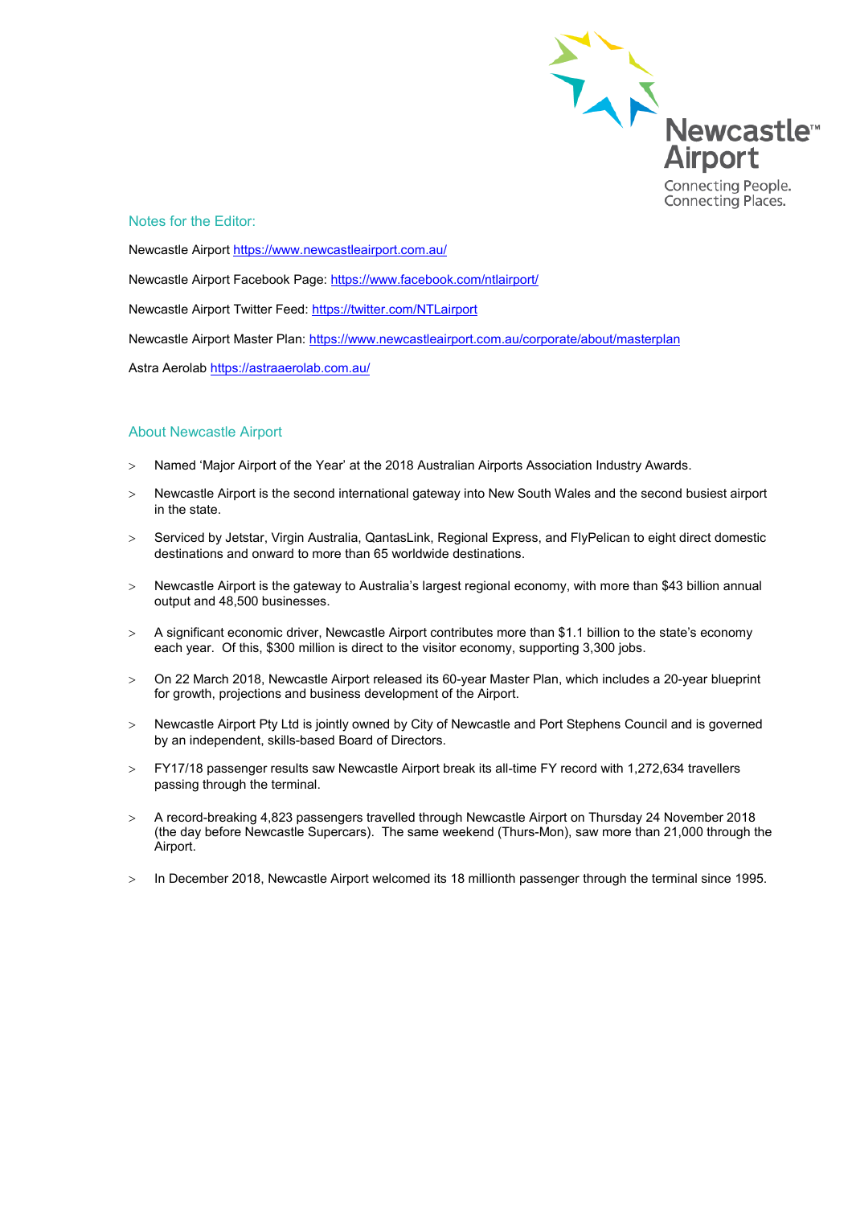Newcastle Airport
Connecting People.
Connecting Places.

## Notes for the Editor:

Newcastle Airport https://www.newcastleairport.com.au/

Newcastle Airport Facebook Page: https://www.facebook.com/ntlairport/

Newcastle Airport Twitter Feed: https://twitter.com/NTLairport

Newcastle Airport Master Plan: https://www.newcastleairport.com.au/corporate/about/masterplan

Astra Aerolab https://astraaerolab.com.au/

## About Newcastle Airport

- Named 'Major Airport of the Year' at the 2018 Australian Airports Association Industry Awards.
- Newcastle Airport is the second international gateway into New South Wales and the second busiest airport in the state.
- Serviced by Jetstar, Virgin Australia, QantasLink, Regional Express, and FlyPelican to eight direct domestic destinations and onward to more than 65 worldwide destinations.
- Newcastle Airport is the gateway to Australia's largest regional economy, with more than $43 billion annual output and 48,500 businesses.
- A significant economic driver, Newcastle Airport contributes more than $1.1 billion to the state's economy each year. Of this, $300 million is direct to the visitor economy, supporting 3,300 jobs.
- On 22 March 2018, Newcastle Airport released its 60-year Master Plan, which includes a 20-year blueprint for growth, projections and business development of the Airport.
- Newcastle Airport Pty Ltd is jointly owned by City of Newcastle and Port Stephens Council and is governed by an independent, skills-based Board of Directors.
- FY17/18 passenger results saw Newcastle Airport break its all-time FY record with 1,272,634 travellers passing through the terminal.
- A record-breaking 4,823 passengers travelled through Newcastle Airport on Thursday 24 November 2018 (the day before Newcastle Supercars). The same weekend (Thurs-Mon), saw more than 21,000 through the Airport.
- In December 2018, Newcastle Airport welcomed its 18 millionth passenger through the terminal since 1995.